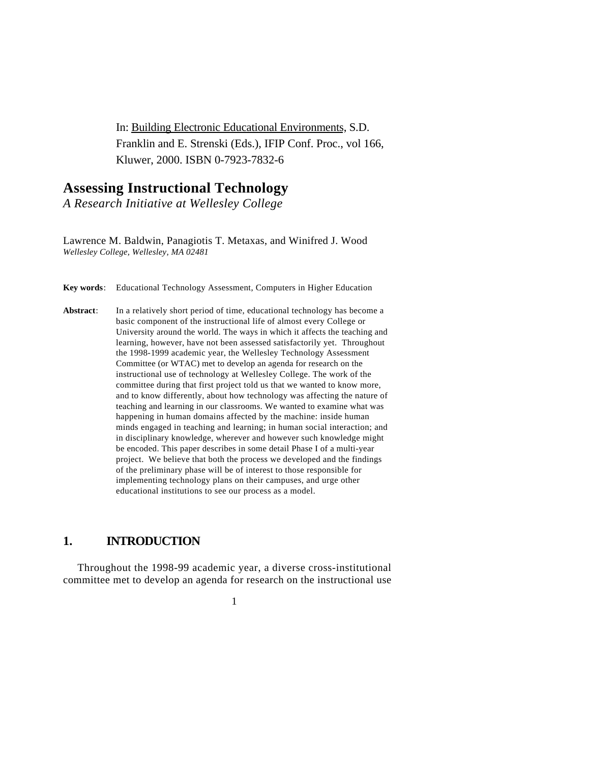In: Building Electronic Educational Environments, S.D. Franklin and E. Strenski (Eds.), IFIP Conf. Proc., vol 166, Kluwer, 2000. ISBN 0-7923-7832-6

# Assessing Instructional Technology

*A Research Initiative at Wellesley College*

Lawrence M. Baldwin, Panagiotis T. Metaxas, and Winifred J. Wood

*Wellesley College, Wellesley, MA 02481*

**Key words**: Educational Technology Assessment, Computers in Higher Education

**Abstract**: In a relatively short period of time, educational technology has become a basic component of the instructional life of almost every College or University around the world. The ways in which it affects the teaching and learning, however, have not been assessed satisfactorily yet. Throughout the 1998-1999 academic year, the Wellesley Technology Assessment Committee (or WTAC) met to develop an agenda for research on the instructional use of technology at Wellesley College. The work of the committee during that first project told us that we wanted to know more, and to know differently, about how technology was affecting the nature of teaching and learning in our classrooms. We wanted to examine what was happening in human domains affected by the machine: inside human minds engaged in teaching and learning; in human social interaction; and in disciplinary knowledge, wherever and however such knowledge might be encoded. This paper describes in some detail Phase I of a multi-year project. We believe that both the process we developed and the findings of the preliminary phase will be of interest to those responsible for implementing technology plans on their campuses, and urge other educational institutions to see our process as a model.

## 1. INTRODUCTION

Throughout the 1998-99 academic year, a diverse cross-institutional committee met to develop an agenda for research on the instructional use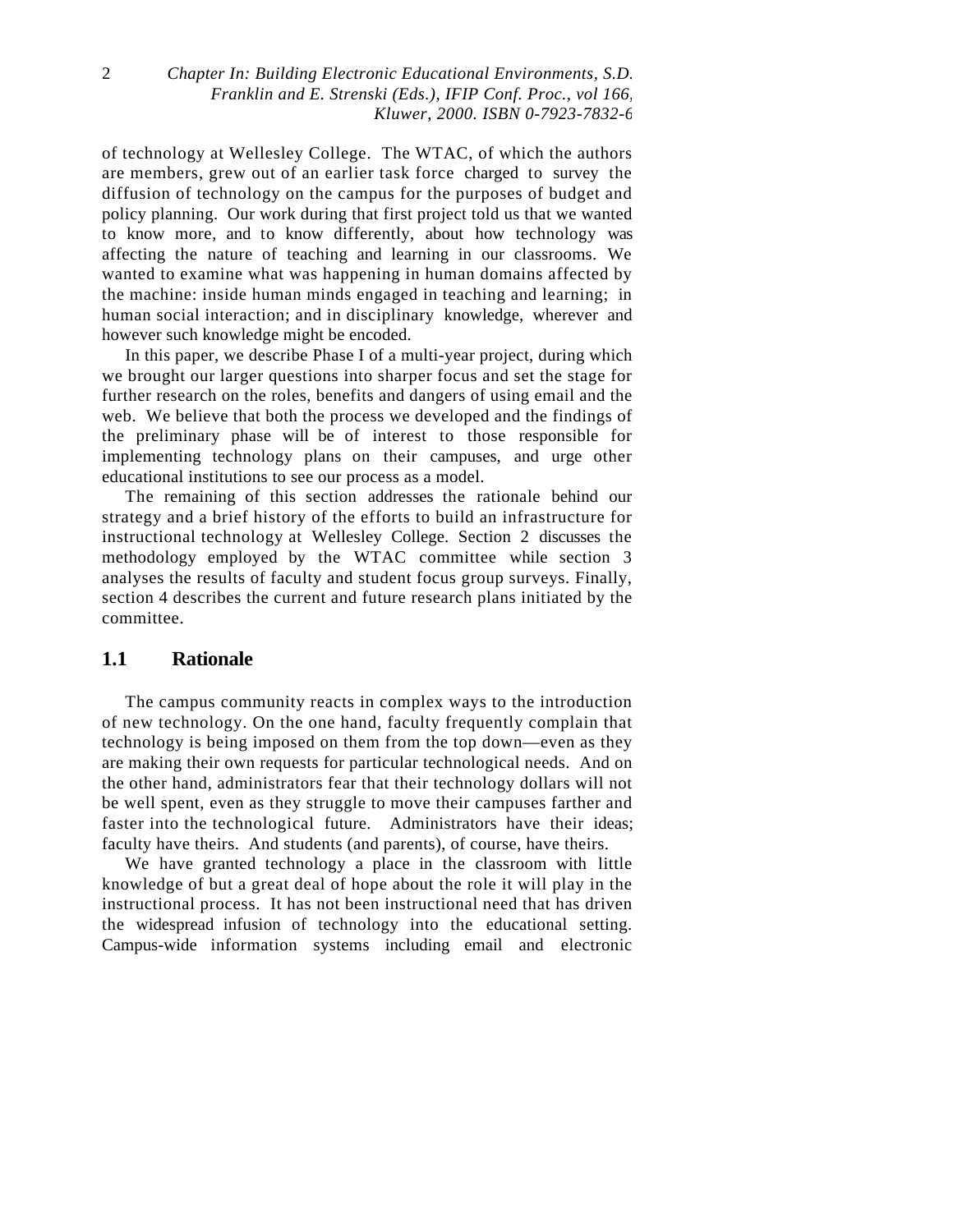of technology at Wellesley College. The WTAC, of which the authors are members, grew out of an earlier task force charged to survey the diffusion of technology on the campus for the purposes of budget and policy planning. Our work during that first project told us that we wanted to know more, and to know differently, about how technology was affecting the nature of teaching and learning in our classrooms. We wanted to examine what was happening in human domains affected by the machine: inside human minds engaged in teaching and learning; in human social interaction; and in disciplinary knowledge, wherever and however such knowledge might be encoded.

In this paper, we describe Phase I of a multi-year project, during which we brought our larger questions into sharper focus and set the stage for further research on the roles, benefits and dangers of using email and the web. We believe that both the process we developed and the findings of the preliminary phase will be of interest to those responsible for implementing technology plans on their campuses, and urge other educational institutions to see our process as a model.

The remaining of this section addresses the rationale behind our strategy and a brief history of the efforts to build an infrastructure for instructional technology at Wellesley College. Section 2 discusses the methodology employed by the WTAC committee while section 3 analyses the results of faculty and student focus group surveys. Finally, section 4 describes the current and future research plans initiated by the committee.

## 1.1 Rationale

The campus community reacts in complex ways to the introduction of new technology. On the one hand, faculty frequently complain that technology is being imposed on them from the top down—even as they are making their own requests for particular technological needs. And on the other hand, administrators fear that their technology dollars will not be well spent, even as they struggle to move their campuses farther and faster into the technological future. Administrators have their ideas; faculty have theirs. And students (and parents), of course, have theirs.

We have granted technology a place in the classroom with little knowledge of but a great deal of hope about the role it will play in the instructional process. It has not been instructional need that has driven the widespread infusion of technology into the educational setting. Campus-wide information systems including email and electronic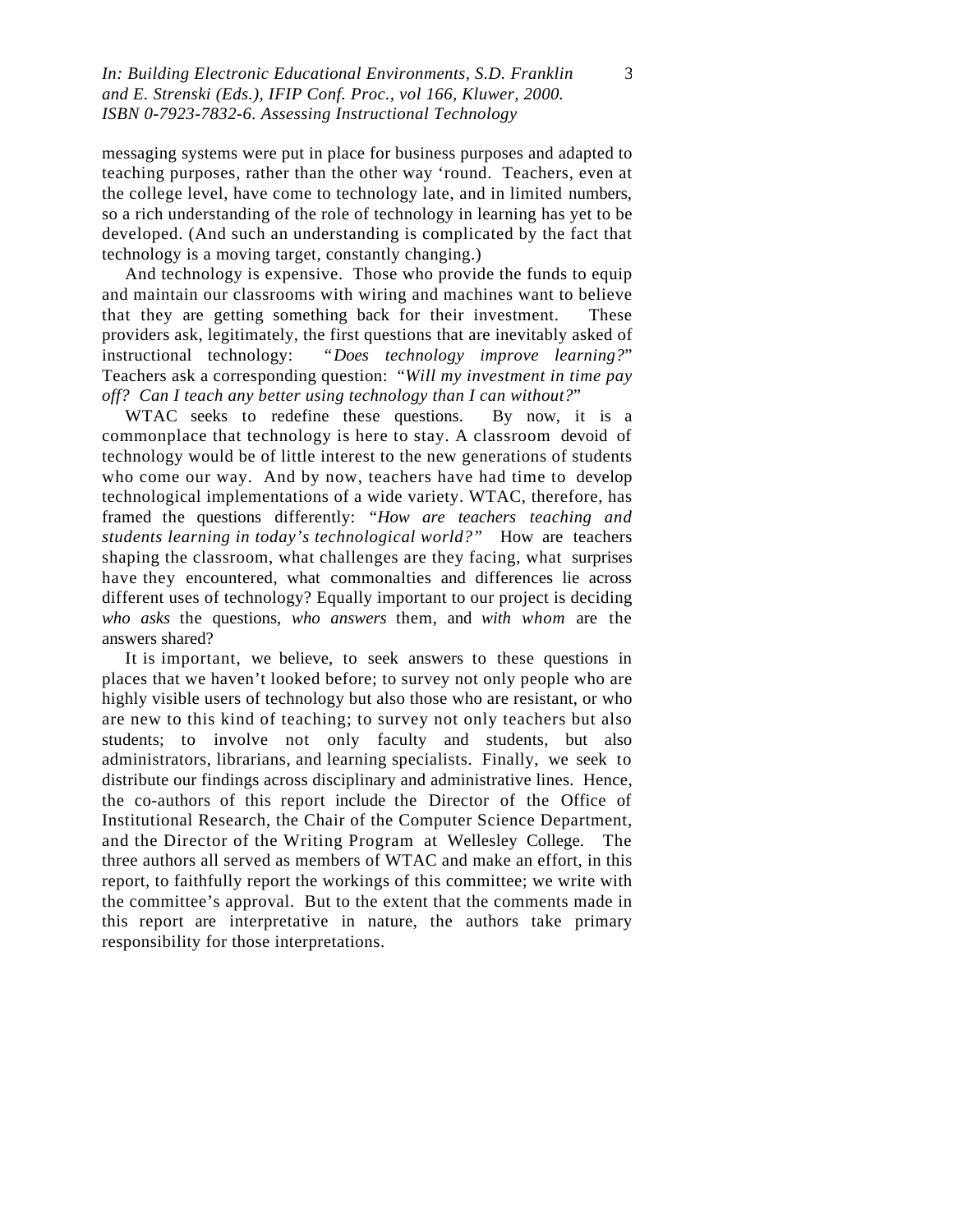messaging systems were put in place for business purposes and adapted to teaching purposes, rather than the other way 'round. Teachers, even at the college level, have come to technology late, and in limited numbers, so a rich understanding of the role of technology in learning has yet to be developed. (And such an understanding is complicated by the fact that technology is a moving target, constantly changing.)

And technology is expensive. Those who provide the funds to equip and maintain our classrooms with wiring and machines want to believe that they are getting something back for their investment. These providers ask, legitimately, the first questions that are inevitably asked of instructional technology: "*Does technology improve learning?*" Teachers ask a corresponding question: "*Will my investment in time pay off? Can I teach any better using technology than I can without?*"

WTAC seeks to redefine these questions. By now, it is a commonplace that technology is here to stay. A classroom devoid of technology would be of little interest to the new generations of students who come our way. And by now, teachers have had time to develop technological implementations of a wide variety. WTAC, therefore, has framed the questions differently: "*How are teachers teaching and students learning in today's technological world?*" How are teachers shaping the classroom, what challenges are they facing, what surprises have they encountered, what commonalties and differences lie across different uses of technology? Equally important to our project is deciding *who asks* the questions, *who answers* them, and *with whom* are the answers shared?

It is important, we believe, to seek answers to these questions in places that we haven't looked before; to survey not only people who are highly visible users of technology but also those who are resistant, or who are new to this kind of teaching; to survey not only teachers but also students; to involve not only faculty and students, but also administrators, librarians, and learning specialists. Finally, we seek to distribute our findings across disciplinary and administrative lines. Hence, the co-authors of this report include the Director of the Office of Institutional Research, the Chair of the Computer Science Department, and the Director of the Writing Program at Wellesley College. The three authors all served as members of WTAC and make an effort, in this report, to faithfully report the workings of this committee; we write with the committee's approval. But to the extent that the comments made in this report are interpretative in nature, the authors take primary responsibility for those interpretations.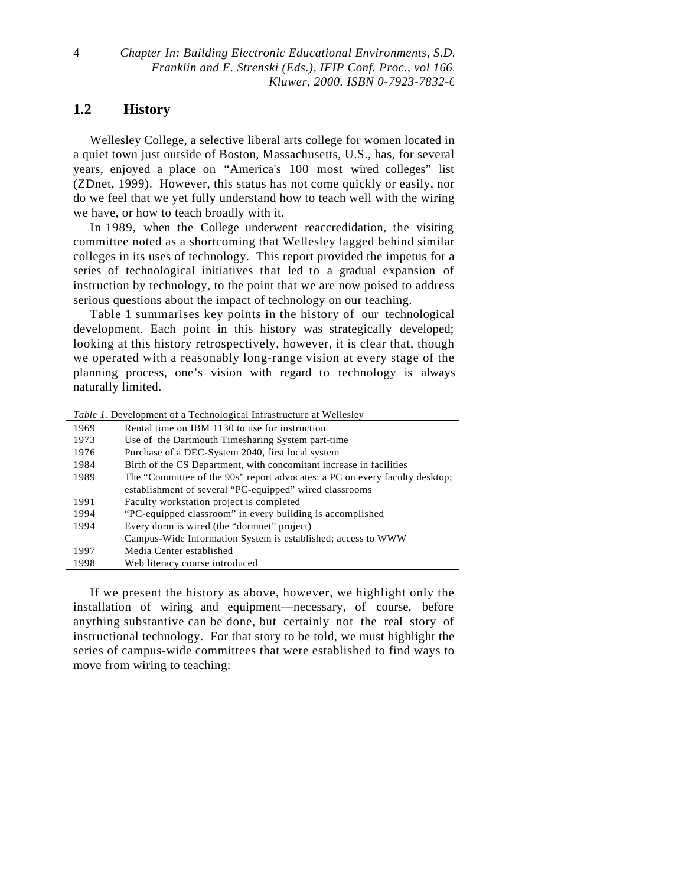## 1.2 History

Wellesley College, a selective liberal arts college for women located in a quiet town just outside of Boston, Massachusetts, U.S., has, for several years, enjoyed a place on "America's 100 most wired colleges" list (ZDnet, 1999). However, this status has not come quickly or easily, nor do we feel that we yet fully understand how to teach well with the wiring we have, or how to teach broadly with it.

In 1989, when the College underwent reaccredidation, the visiting committee noted as a shortcoming that Wellesley lagged behind similar colleges in its uses of technology. This report provided the impetus for a series of technological initiatives that led to a gradual expansion of instruction by technology, to the point that we are now poised to address serious questions about the impact of technology on our teaching.

Table 1 summarises key points in the history of our technological development. Each point in this history was strategically developed; looking at this history retrospectively, however, it is clear that, though we operated with a reasonably long-range vision at every stage of the planning process, one's vision with regard to technology is always naturally limited.

*Table 1.* Development of a Technological Infrastructure at Wellesley

| | |
|---|---|
| 1969 | Rental time on IBM 1130 to use for instruction |
| 1973 | Use of the Dartmouth Timesharing System part-time |
| 1976 | Purchase of a DEC-System 2040, first local system |
| 1984 | Birth of the CS Department, with concomitant increase in facilities |
| 1989 | The "Committee of the 90s" report advocates: a PC on every faculty desktop; establishment of several "PC-equipped" wired classrooms |
| 1991 | Faculty workstation project is completed |
| 1994 | "PC-equipped classroom" in every building is accomplished |
| 1994 | Every dorm is wired (the "dormnet" project) |
| | Campus-Wide Information System is established; access to WWW |
| 1997 | Media Center established |
| 1998 | Web literacy course introduced |

If we present the history as above, however, we highlight only the installation of wiring and equipment—necessary, of course, before anything substantive can be done, but certainly not the real story of instructional technology. For that story to be told, we must highlight the series of campus-wide committees that were established to find ways to move from wiring to teaching: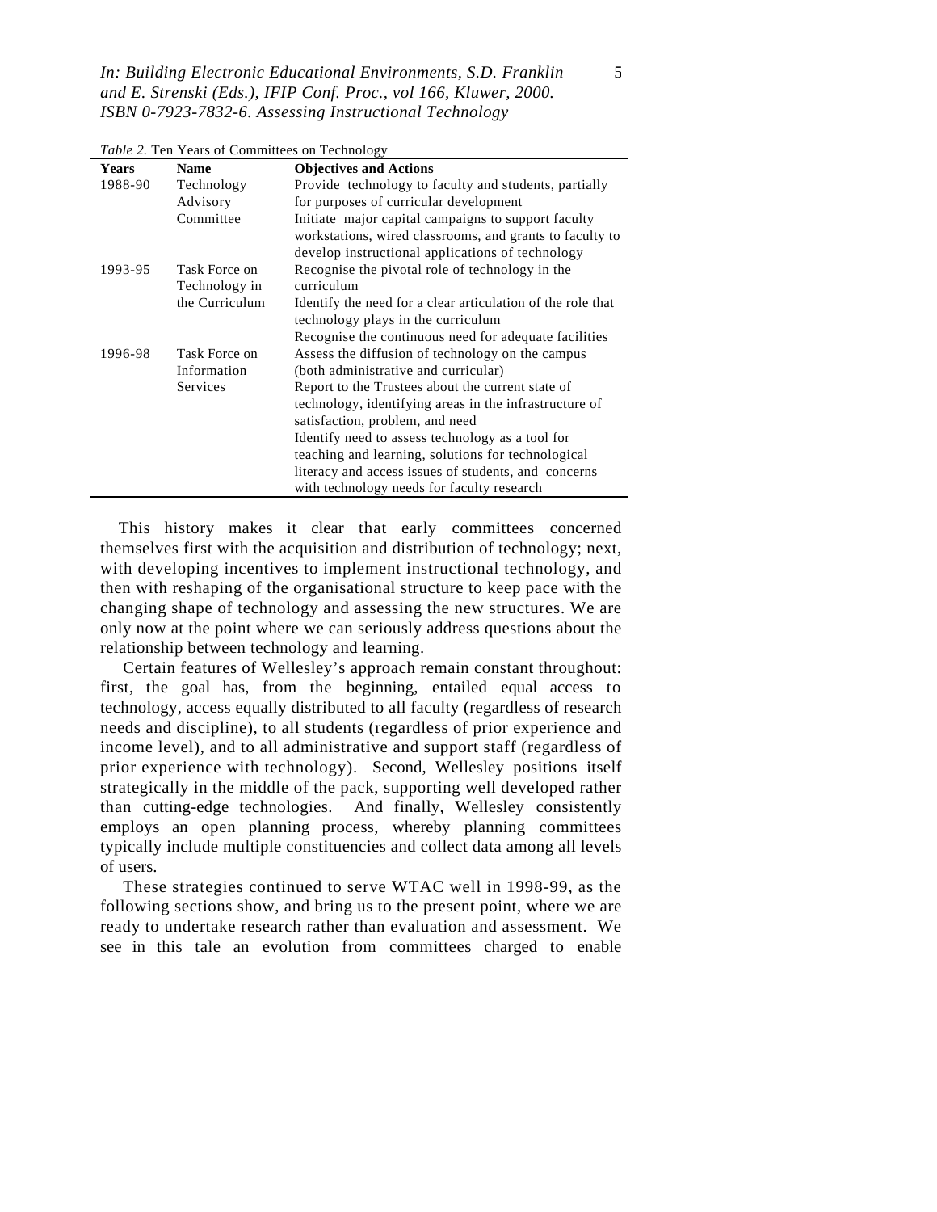*Table 2.* Ten Years of Committees on Technology

| Years | Name | Objectives and Actions |
|---|---|---|
| 1988-90 | Technology Advisory Committee | Provide technology to faculty and students, partially for purposes of curricular development<br>Initiate major capital campaigns to support faculty workstations, wired classrooms, and grants to faculty to develop instructional applications of technology |
| 1993-95 | Task Force on Technology in the Curriculum | Recognise the pivotal role of technology in the curriculum<br>Identify the need for a clear articulation of the role that technology plays in the curriculum<br>Recognise the continuous need for adequate facilities |
| 1996-98 | Task Force on Information Services | Assess the diffusion of technology on the campus (both administrative and curricular)<br>Report to the Trustees about the current state of technology, identifying areas in the infrastructure of satisfaction, problem, and need<br>Identify need to assess technology as a tool for teaching and learning, solutions for technological literacy and access issues of students, and concerns with technology needs for faculty research |

This history makes it clear that early committees concerned themselves first with the acquisition and distribution of technology; next, with developing incentives to implement instructional technology, and then with reshaping of the organisational structure to keep pace with the changing shape of technology and assessing the new structures. We are only now at the point where we can seriously address questions about the relationship between technology and learning.

Certain features of Wellesley's approach remain constant throughout: first, the goal has, from the beginning, entailed equal access to technology, access equally distributed to all faculty (regardless of research needs and discipline), to all students (regardless of prior experience and income level), and to all administrative and support staff (regardless of prior experience with technology). Second, Wellesley positions itself strategically in the middle of the pack, supporting well developed rather than cutting-edge technologies. And finally, Wellesley consistently employs an open planning process, whereby planning committees typically include multiple constituencies and collect data among all levels of users.

These strategies continued to serve WTAC well in 1998-99, as the following sections show, and bring us to the present point, where we are ready to undertake research rather than evaluation and assessment. We see in this tale an evolution from committees charged to enable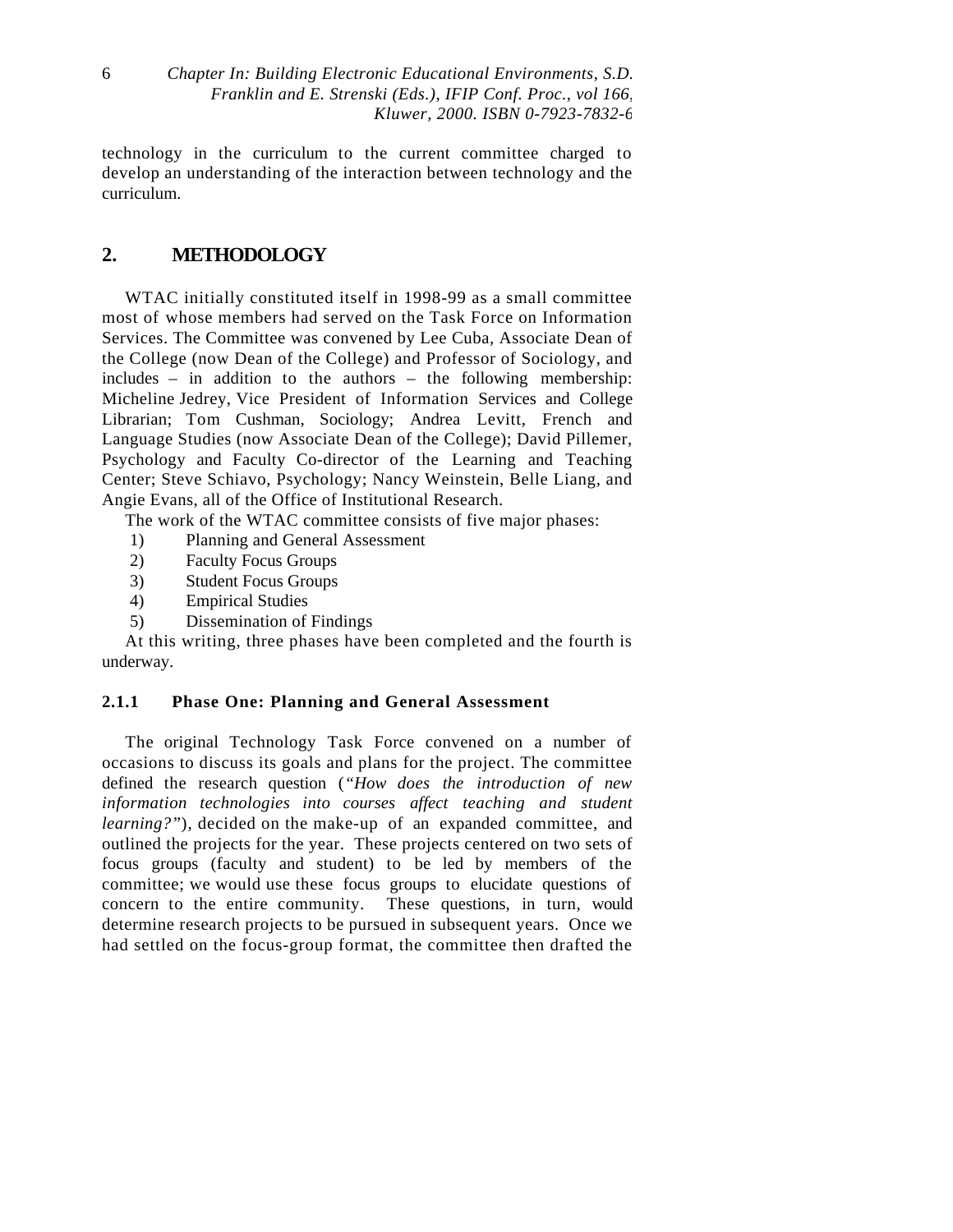technology in the curriculum to the current committee charged to develop an understanding of the interaction between technology and the curriculum.

## 2. METHODOLOGY

WTAC initially constituted itself in 1998-99 as a small committee most of whose members had served on the Task Force on Information Services. The Committee was convened by Lee Cuba, Associate Dean of the College (now Dean of the College) and Professor of Sociology, and includes – in addition to the authors – the following membership: Micheline Jedrey, Vice President of Information Services and College Librarian; Tom Cushman, Sociology; Andrea Levitt, French and Language Studies (now Associate Dean of the College); David Pillemer, Psychology and Faculty Co-director of the Learning and Teaching Center; Steve Schiavo, Psychology; Nancy Weinstein, Belle Liang, and Angie Evans, all of the Office of Institutional Research.

The work of the WTAC committee consists of five major phases:

1) Planning and General Assessment
2) Faculty Focus Groups
3) Student Focus Groups
4) Empirical Studies
5) Dissemination of Findings

At this writing, three phases have been completed and the fourth is underway.

### 2.1.1 Phase One: Planning and General Assessment

The original Technology Task Force convened on a number of occasions to discuss its goals and plans for the project. The committee defined the research question (*"How does the introduction of new information technologies into courses affect teaching and student learning?"*), decided on the make-up of an expanded committee, and outlined the projects for the year. These projects centered on two sets of focus groups (faculty and student) to be led by members of the committee; we would use these focus groups to elucidate questions of concern to the entire community. These questions, in turn, would determine research projects to be pursued in subsequent years. Once we had settled on the focus-group format, the committee then drafted the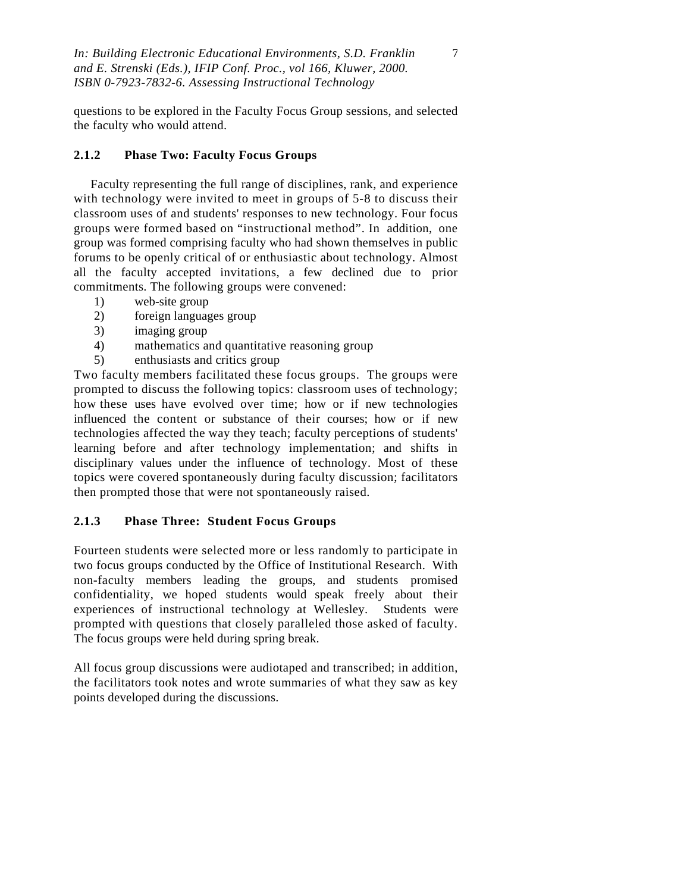questions to be explored in the Faculty Focus Group sessions, and selected the faculty who would attend.

### 2.1.2 Phase Two: Faculty Focus Groups

Faculty representing the full range of disciplines, rank, and experience with technology were invited to meet in groups of 5-8 to discuss their classroom uses of and students' responses to new technology. Four focus groups were formed based on “instructional method”. In addition, one group was formed comprising faculty who had shown themselves in public forums to be openly critical of or enthusiastic about technology. Almost all the faculty accepted invitations, a few declined due to prior commitments. The following groups were convened:

1) web-site group
2) foreign languages group
3) imaging group
4) mathematics and quantitative reasoning group
5) enthusiasts and critics group

Two faculty members facilitated these focus groups. The groups were prompted to discuss the following topics: classroom uses of technology; how these uses have evolved over time; how or if new technologies influenced the content or substance of their courses; how or if new technologies affected the way they teach; faculty perceptions of students' learning before and after technology implementation; and shifts in disciplinary values under the influence of technology. Most of these topics were covered spontaneously during faculty discussion; facilitators then prompted those that were not spontaneously raised.

### 2.1.3 Phase Three: Student Focus Groups

Fourteen students were selected more or less randomly to participate in two focus groups conducted by the Office of Institutional Research. With non-faculty members leading the groups, and students promised confidentiality, we hoped students would speak freely about their experiences of instructional technology at Wellesley. Students were prompted with questions that closely paralleled those asked of faculty. The focus groups were held during spring break.

All focus group discussions were audiotaped and transcribed; in addition, the facilitators took notes and wrote summaries of what they saw as key points developed during the discussions.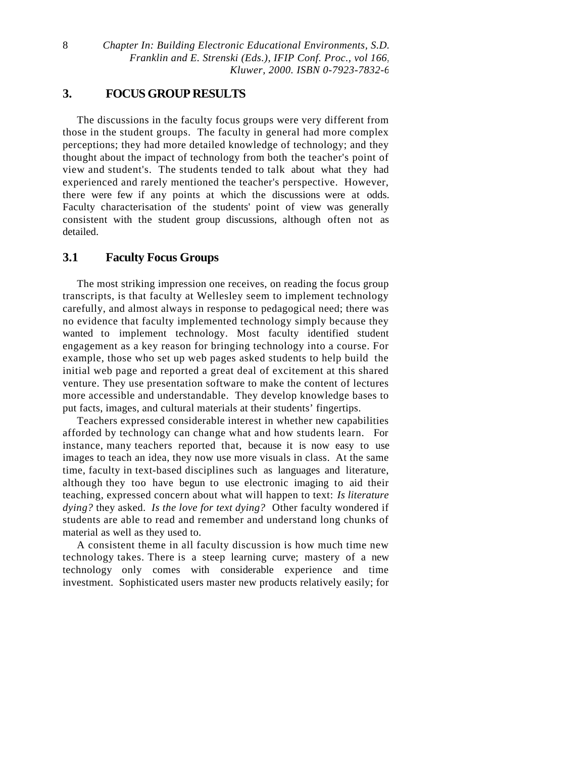## 3. FOCUS GROUP RESULTS

The discussions in the faculty focus groups were very different from those in the student groups. The faculty in general had more complex perceptions; they had more detailed knowledge of technology; and they thought about the impact of technology from both the teacher's point of view and student's. The students tended to talk about what they had experienced and rarely mentioned the teacher's perspective. However, there were few if any points at which the discussions were at odds. Faculty characterisation of the students' point of view was generally consistent with the student group discussions, although often not as detailed.

### 3.1 Faculty Focus Groups

The most striking impression one receives, on reading the focus group transcripts, is that faculty at Wellesley seem to implement technology carefully, and almost always in response to pedagogical need; there was no evidence that faculty implemented technology simply because they wanted to implement technology. Most faculty identified student engagement as a key reason for bringing technology into a course. For example, those who set up web pages asked students to help build the initial web page and reported a great deal of excitement at this shared venture. They use presentation software to make the content of lectures more accessible and understandable. They develop knowledge bases to put facts, images, and cultural materials at their students' fingertips.

Teachers expressed considerable interest in whether new capabilities afforded by technology can change what and how students learn. For instance, many teachers reported that, because it is now easy to use images to teach an idea, they now use more visuals in class. At the same time, faculty in text-based disciplines such as languages and literature, although they too have begun to use electronic imaging to aid their teaching, expressed concern about what will happen to text: *Is literature dying?* they asked. *Is the love for text dying?* Other faculty wondered if students are able to read and remember and understand long chunks of material as well as they used to.

A consistent theme in all faculty discussion is how much time new technology takes. There is a steep learning curve; mastery of a new technology only comes with considerable experience and time investment. Sophisticated users master new products relatively easily; for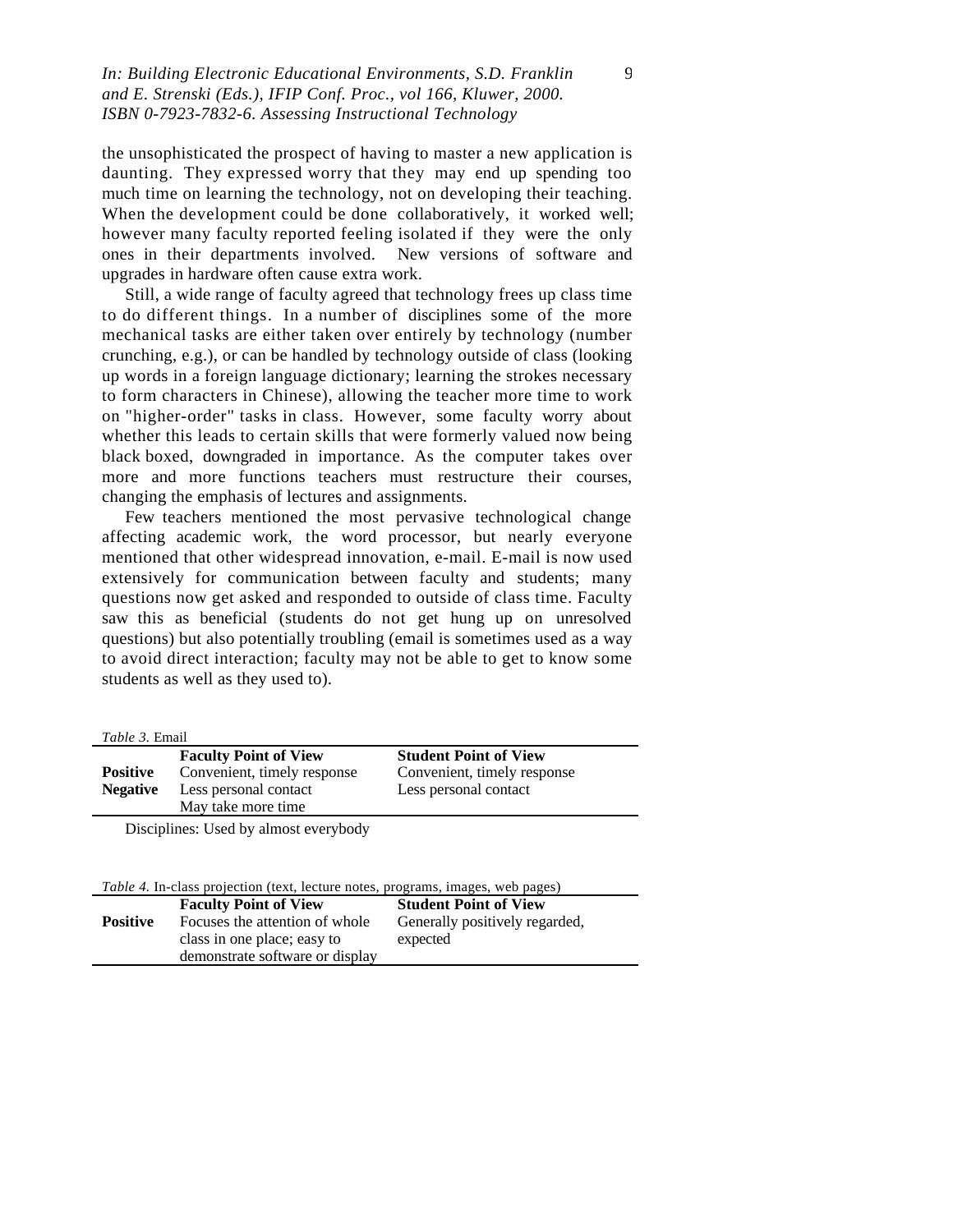the unsophisticated the prospect of having to master a new application is daunting. They expressed worry that they may end up spending too much time on learning the technology, not on developing their teaching. When the development could be done collaboratively, it worked well; however many faculty reported feeling isolated if they were the only ones in their departments involved. New versions of software and upgrades in hardware often cause extra work.

Still, a wide range of faculty agreed that technology frees up class time to do different things. In a number of disciplines some of the more mechanical tasks are either taken over entirely by technology (number crunching, e.g.), or can be handled by technology outside of class (looking up words in a foreign language dictionary; learning the strokes necessary to form characters in Chinese), allowing the teacher more time to work on "higher-order" tasks in class. However, some faculty worry about whether this leads to certain skills that were formerly valued now being black boxed, downgraded in importance. As the computer takes over more and more functions teachers must restructure their courses, changing the emphasis of lectures and assignments.

Few teachers mentioned the most pervasive technological change affecting academic work, the word processor, but nearly everyone mentioned that other widespread innovation, e-mail. E-mail is now used extensively for communication between faculty and students; many questions now get asked and responded to outside of class time. Faculty saw this as beneficial (students do not get hung up on unresolved questions) but also potentially troubling (email is sometimes used as a way to avoid direct interaction; faculty may not be able to get to know some students as well as they used to).

*Table 3.* Email

| | **Faculty Point of View** | **Student Point of View** |
|---|---|---|
| **Positive** | Convenient, timely response | Convenient, timely response |
| **Negative** | Less personal contact<br>May take more time | Less personal contact |

Disciplines: Used by almost everybody

*Table 4.* In-class projection (text, lecture notes, programs, images, web pages)

| | **Faculty Point of View** | **Student Point of View** |
|---|---|---|
| **Positive** | Focuses the attention of whole class in one place; easy to demonstrate software or display | Generally positively regarded, expected |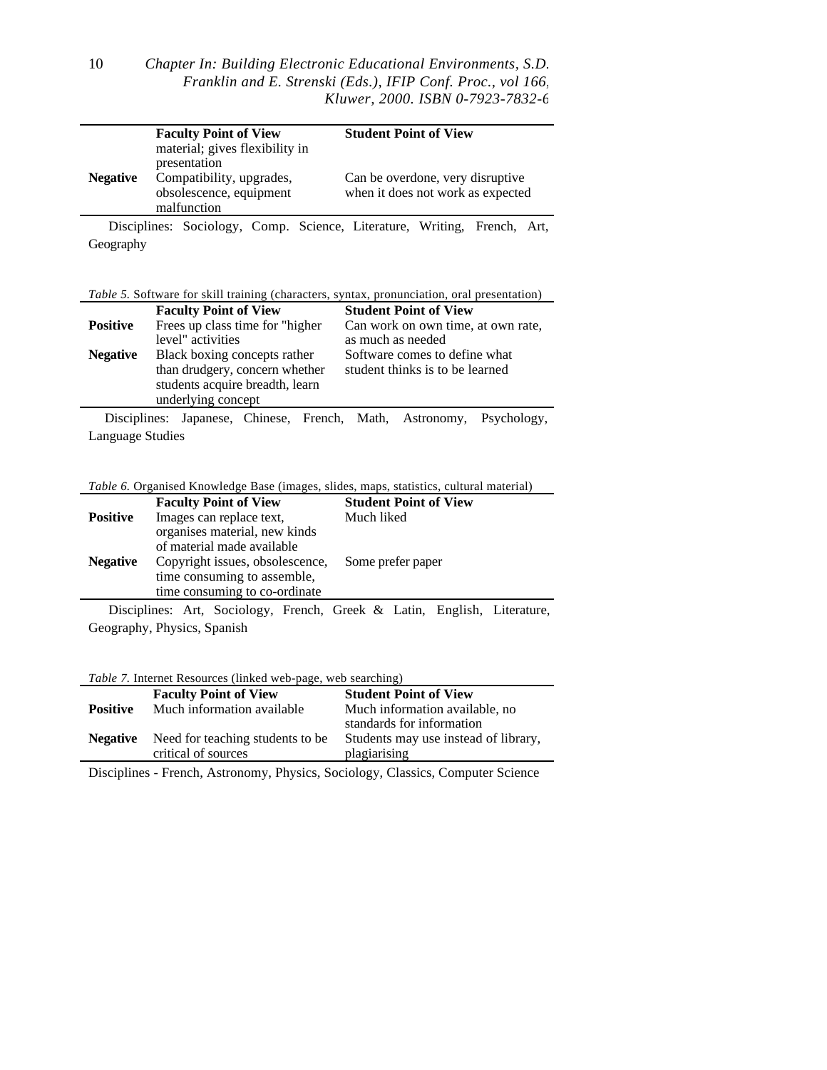| | Faculty Point of View | Student Point of View |
|---|---|---|
| | material; gives flexibility in presentation | |
| **Negative** | Compatibility, upgrades, obsolescence, equipment malfunction | Can be overdone, very disruptive when it does not work as expected |

Disciplines: Sociology, Comp. Science, Literature, Writing, French, Art, Geography

*Table 5.* Software for skill training (characters, syntax, pronunciation, oral presentation)

| | Faculty Point of View | Student Point of View |
|---|---|---|
| **Positive** | Frees up class time for "higher level" activities | Can work on own time, at own rate, as much as needed |
| **Negative** | Black boxing concepts rather than drudgery, concern whether students acquire breadth, learn underlying concept | Software comes to define what student thinks is to be learned |

Disciplines: Japanese, Chinese, French, Math, Astronomy, Psychology, Language Studies

*Table 6.* Organised Knowledge Base (images, slides, maps, statistics, cultural material)

| | Faculty Point of View | Student Point of View |
|---|---|---|
| **Positive** | Images can replace text, organises material, new kinds of material made available | Much liked |
| **Negative** | Copyright issues, obsolescence, time consuming to assemble, time consuming to co-ordinate | Some prefer paper |

Disciplines: Art, Sociology, French, Greek & Latin, English, Literature, Geography, Physics, Spanish

*Table 7.* Internet Resources (linked web-page, web searching)

| | Faculty Point of View | Student Point of View |
|---|---|---|
| **Positive** | Much information available | Much information available, no standards for information |
| **Negative** | Need for teaching students to be critical of sources | Students may use instead of library, plagiarising |

Disciplines - French, Astronomy, Physics, Sociology, Classics, Computer Science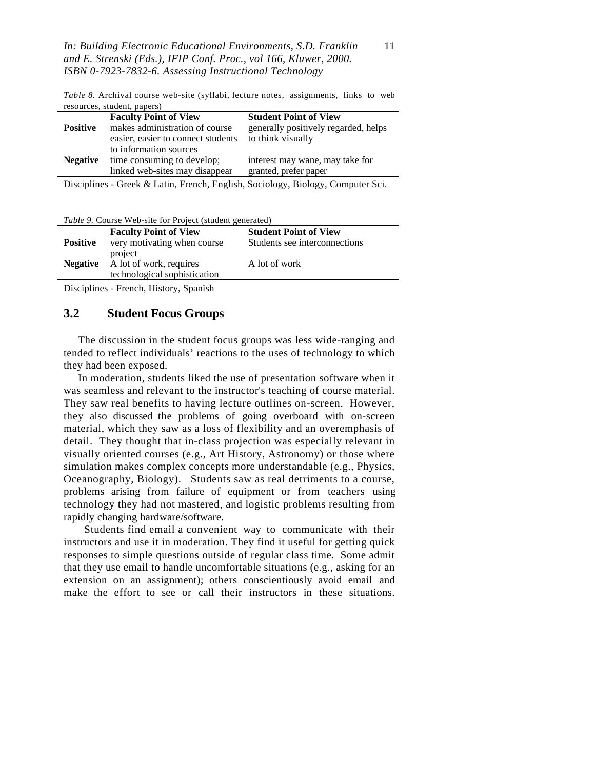*Table 8.* Archival course web-site (syllabi, lecture notes, assignments, links to web resources, student, papers)

| | Faculty Point of View | Student Point of View |
|---|---|---|
| **Positive** | makes administration of course easier, easier to connect students to information sources | generally positively regarded, helps to think visually |
| **Negative** | time consuming to develop; linked web-sites may disappear | interest may wane, may take for granted, prefer paper |

Disciplines - Greek & Latin, French, English, Sociology, Biology, Computer Sci.

*Table 9.* Course Web-site for Project (student generated)

| | Faculty Point of View | Student Point of View |
|---|---|---|
| **Positive** | very motivating when course project | Students see interconnections |
| **Negative** | A lot of work, requires technological sophistication | A lot of work |

Disciplines - French, History, Spanish

## 3.2 Student Focus Groups

The discussion in the student focus groups was less wide-ranging and tended to reflect individuals' reactions to the uses of technology to which they had been exposed.

In moderation, students liked the use of presentation software when it was seamless and relevant to the instructor's teaching of course material. They saw real benefits to having lecture outlines on-screen. However, they also discussed the problems of going overboard with on-screen material, which they saw as a loss of flexibility and an overemphasis of detail. They thought that in-class projection was especially relevant in visually oriented courses (e.g., Art History, Astronomy) or those where simulation makes complex concepts more understandable (e.g., Physics, Oceanography, Biology). Students saw as real detriments to a course, problems arising from failure of equipment or from teachers using technology they had not mastered, and logistic problems resulting from rapidly changing hardware/software.

Students find email a convenient way to communicate with their instructors and use it in moderation. They find it useful for getting quick responses to simple questions outside of regular class time. Some admit that they use email to handle uncomfortable situations (e.g., asking for an extension on an assignment); others conscientiously avoid email and make the effort to see or call their instructors in these situations.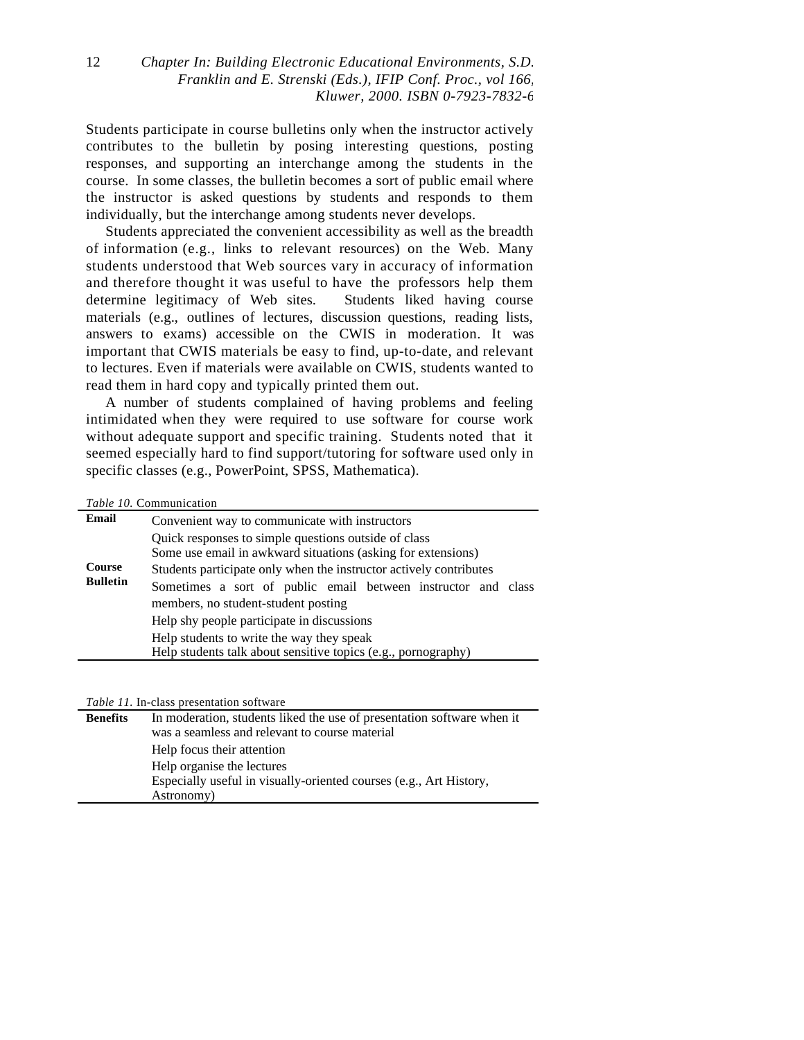Students participate in course bulletins only when the instructor actively contributes to the bulletin by posing interesting questions, posting responses, and supporting an interchange among the students in the course. In some classes, the bulletin becomes a sort of public email where the instructor is asked questions by students and responds to them individually, but the interchange among students never develops.

Students appreciated the convenient accessibility as well as the breadth of information (e.g., links to relevant resources) on the Web. Many students understood that Web sources vary in accuracy of information and therefore thought it was useful to have the professors help them determine legitimacy of Web sites. Students liked having course materials (e.g., outlines of lectures, discussion questions, reading lists, answers to exams) accessible on the CWIS in moderation. It was important that CWIS materials be easy to find, up-to-date, and relevant to lectures. Even if materials were available on CWIS, students wanted to read them in hard copy and typically printed them out.

A number of students complained of having problems and feeling intimidated when they were required to use software for course work without adequate support and specific training. Students noted that it seemed especially hard to find support/tutoring for software used only in specific classes (e.g., PowerPoint, SPSS, Mathematica).

*Table 10.* Communication

| | |
|---|---|
| **Email** | Convenient way to communicate with instructors |
| | Quick responses to simple questions outside of class |
| | Some use email in awkward situations (asking for extensions) |
| **Course Bulletin** | Students participate only when the instructor actively contributes |
| | Sometimes a sort of public email between instructor and class members, no student-student posting |
| | Help shy people participate in discussions |
| | Help students to write the way they speak |
| | Help students talk about sensitive topics (e.g., pornography) |

*Table 11.* In-class presentation software

| | |
|---|---|
| **Benefits** | In moderation, students liked the use of presentation software when it was a seamless and relevant to course material |
| | Help focus their attention |
| | Help organise the lectures |
| | Especially useful in visually-oriented courses (e.g., Art History, Astronomy) |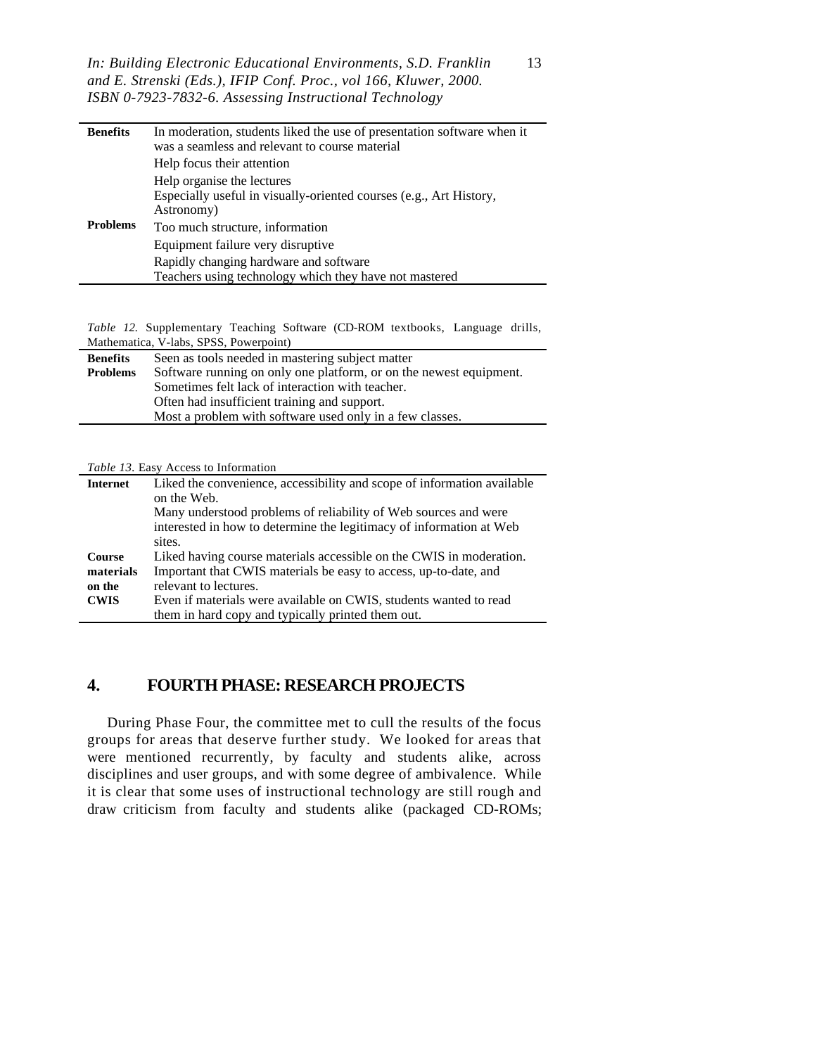| | |
|---|---|
| **Benefits** | In moderation, students liked the use of presentation software when it was a seamless and relevant to course material |
| | Help focus their attention |
| | Help organise the lectures<br>Especially useful in visually-oriented courses (e.g., Art History, Astronomy) |
| **Problems** | Too much structure, information |
| | Equipment failure very disruptive |
| | Rapidly changing hardware and software<br>Teachers using technology which they have not mastered |

*Table 12.* Supplementary Teaching Software (CD-ROM textbooks, Language drills, Mathematica, V-labs, SPSS, Powerpoint)

| | |
|---|---|
| **Benefits** | Seen as tools needed in mastering subject matter |
| **Problems** | Software running on only one platform, or on the newest equipment.<br>Sometimes felt lack of interaction with teacher.<br>Often had insufficient training and support.<br>Most a problem with software used only in a few classes. |

*Table 13.* Easy Access to Information

| | |
|---|---|
| **Internet** | Liked the convenience, accessibility and scope of information available on the Web.<br>Many understood problems of reliability of Web sources and were interested in how to determine the legitimacy of information at Web sites. |
| **Course materials on the CWIS** | Liked having course materials accessible on the CWIS in moderation.<br>Important that CWIS materials be easy to access, up-to-date, and relevant to lectures.<br>Even if materials were available on CWIS, students wanted to read them in hard copy and typically printed them out. |

## 4. FOURTH PHASE: RESEARCH PROJECTS

During Phase Four, the committee met to cull the results of the focus groups for areas that deserve further study. We looked for areas that were mentioned recurrently, by faculty and students alike, across disciplines and user groups, and with some degree of ambivalence. While it is clear that some uses of instructional technology are still rough and draw criticism from faculty and students alike (packaged CD-ROMs;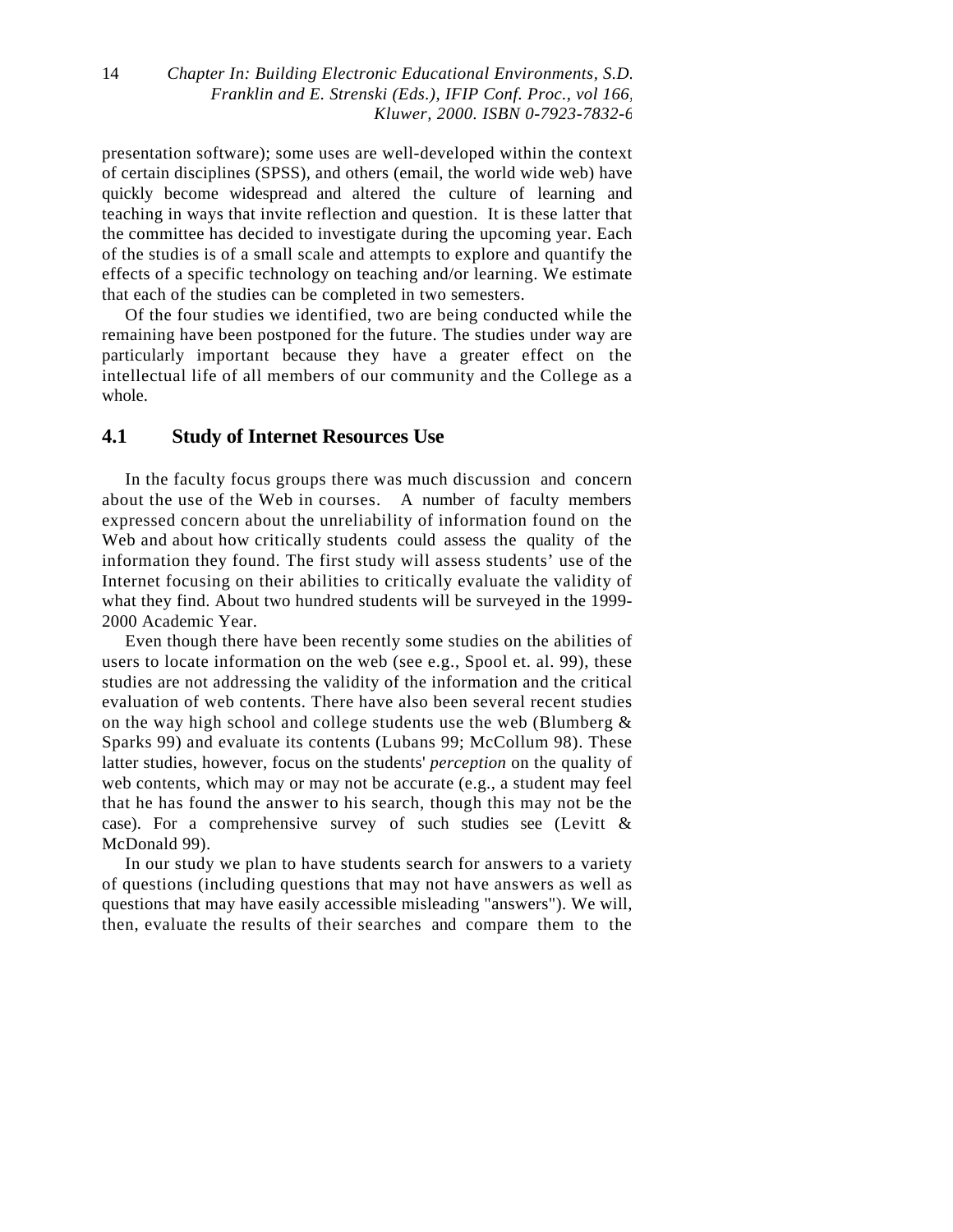presentation software); some uses are well-developed within the context of certain disciplines (SPSS), and others (email, the world wide web) have quickly become widespread and altered the culture of learning and teaching in ways that invite reflection and question. It is these latter that the committee has decided to investigate during the upcoming year. Each of the studies is of a small scale and attempts to explore and quantify the effects of a specific technology on teaching and/or learning. We estimate that each of the studies can be completed in two semesters.

Of the four studies we identified, two are being conducted while the remaining have been postponed for the future. The studies under way are particularly important because they have a greater effect on the intellectual life of all members of our community and the College as a whole.

## 4.1 Study of Internet Resources Use

In the faculty focus groups there was much discussion and concern about the use of the Web in courses. A number of faculty members expressed concern about the unreliability of information found on the Web and about how critically students could assess the quality of the information they found. The first study will assess students' use of the Internet focusing on their abilities to critically evaluate the validity of what they find. About two hundred students will be surveyed in the 1999-2000 Academic Year.

Even though there have been recently some studies on the abilities of users to locate information on the web (see e.g., Spool et. al. 99), these studies are not addressing the validity of the information and the critical evaluation of web contents. There have also been several recent studies on the way high school and college students use the web (Blumberg & Sparks 99) and evaluate its contents (Lubans 99; McCollum 98). These latter studies, however, focus on the students' *perception* on the quality of web contents, which may or may not be accurate (e.g., a student may feel that he has found the answer to his search, though this may not be the case). For a comprehensive survey of such studies see (Levitt & McDonald 99).

In our study we plan to have students search for answers to a variety of questions (including questions that may not have answers as well as questions that may have easily accessible misleading "answers"). We will, then, evaluate the results of their searches and compare them to the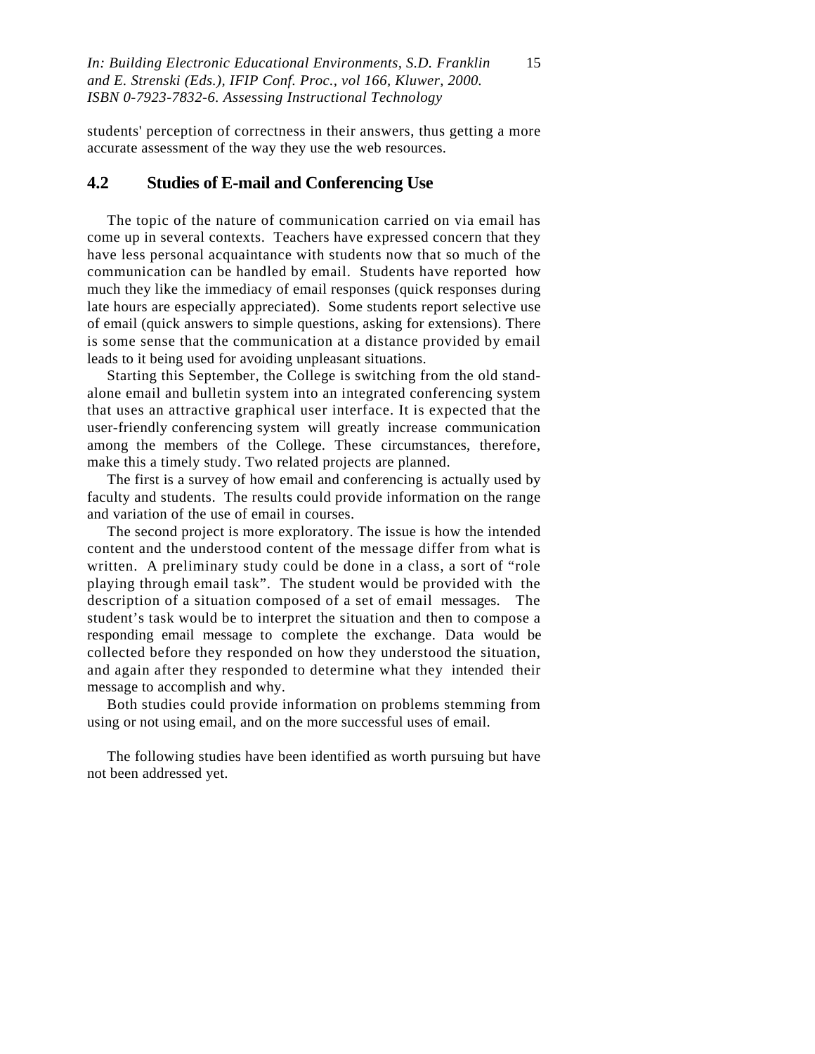students' perception of correctness in their answers, thus getting a more accurate assessment of the way they use the web resources.

## 4.2 Studies of E-mail and Conferencing Use

The topic of the nature of communication carried on via email has come up in several contexts. Teachers have expressed concern that they have less personal acquaintance with students now that so much of the communication can be handled by email. Students have reported how much they like the immediacy of email responses (quick responses during late hours are especially appreciated). Some students report selective use of email (quick answers to simple questions, asking for extensions). There is some sense that the communication at a distance provided by email leads to it being used for avoiding unpleasant situations.

Starting this September, the College is switching from the old stand-alone email and bulletin system into an integrated conferencing system that uses an attractive graphical user interface. It is expected that the user-friendly conferencing system will greatly increase communication among the members of the College. These circumstances, therefore, make this a timely study. Two related projects are planned.

The first is a survey of how email and conferencing is actually used by faculty and students. The results could provide information on the range and variation of the use of email in courses.

The second project is more exploratory. The issue is how the intended content and the understood content of the message differ from what is written. A preliminary study could be done in a class, a sort of "role playing through email task". The student would be provided with the description of a situation composed of a set of email messages. The student's task would be to interpret the situation and then to compose a responding email message to complete the exchange. Data would be collected before they responded on how they understood the situation, and again after they responded to determine what they intended their message to accomplish and why.

Both studies could provide information on problems stemming from using or not using email, and on the more successful uses of email.

The following studies have been identified as worth pursuing but have not been addressed yet.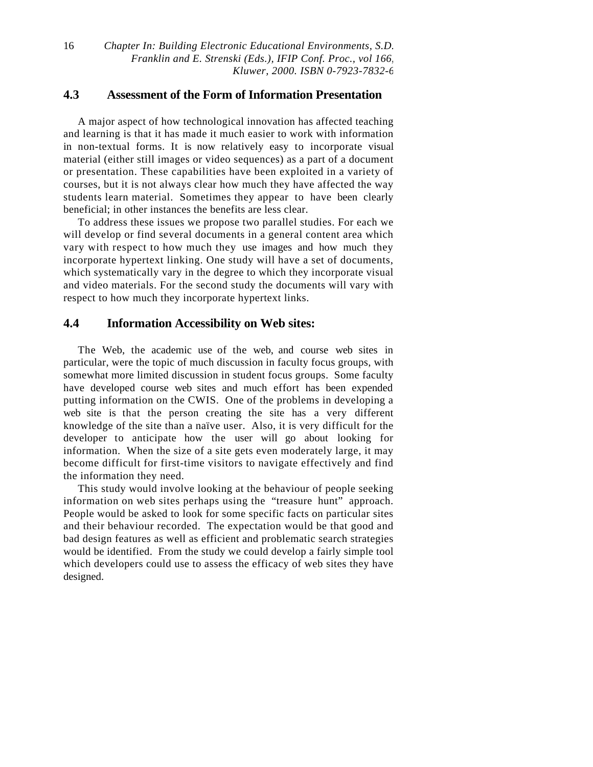## 4.3 Assessment of the Form of Information Presentation

A major aspect of how technological innovation has affected teaching and learning is that it has made it much easier to work with information in non-textual forms. It is now relatively easy to incorporate visual material (either still images or video sequences) as a part of a document or presentation. These capabilities have been exploited in a variety of courses, but it is not always clear how much they have affected the way students learn material. Sometimes they appear to have been clearly beneficial; in other instances the benefits are less clear.

To address these issues we propose two parallel studies. For each we will develop or find several documents in a general content area which vary with respect to how much they use images and how much they incorporate hypertext linking. One study will have a set of documents, which systematically vary in the degree to which they incorporate visual and video materials. For the second study the documents will vary with respect to how much they incorporate hypertext links.

## 4.4 Information Accessibility on Web sites:

The Web, the academic use of the web, and course web sites in particular, were the topic of much discussion in faculty focus groups, with somewhat more limited discussion in student focus groups. Some faculty have developed course web sites and much effort has been expended putting information on the CWIS. One of the problems in developing a web site is that the person creating the site has a very different knowledge of the site than a naïve user. Also, it is very difficult for the developer to anticipate how the user will go about looking for information. When the size of a site gets even moderately large, it may become difficult for first-time visitors to navigate effectively and find the information they need.

This study would involve looking at the behaviour of people seeking information on web sites perhaps using the "treasure hunt" approach. People would be asked to look for some specific facts on particular sites and their behaviour recorded. The expectation would be that good and bad design features as well as efficient and problematic search strategies would be identified. From the study we could develop a fairly simple tool which developers could use to assess the efficacy of web sites they have designed.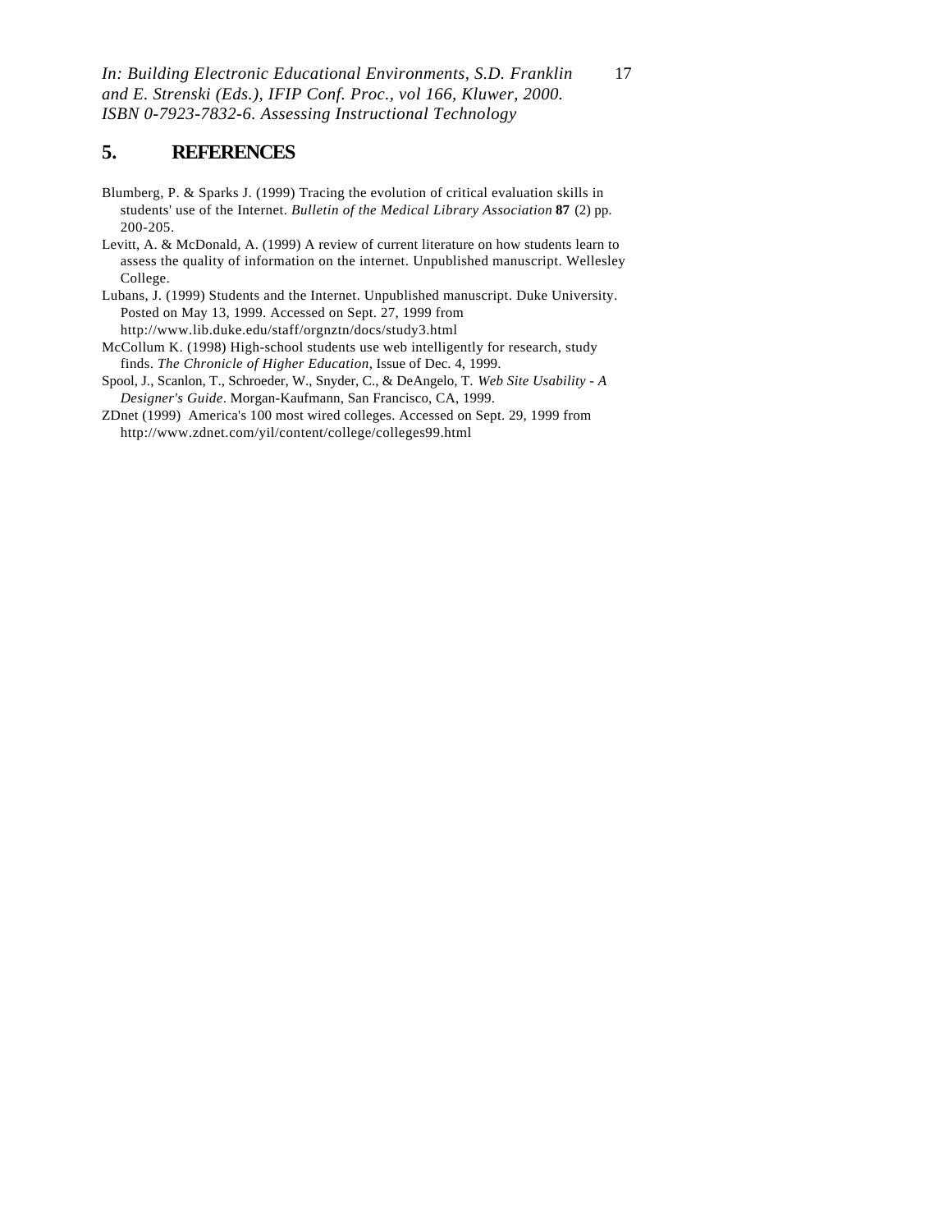## 5. REFERENCES

Blumberg, P. & Sparks J. (1999) Tracing the evolution of critical evaluation skills in students' use of the Internet. *Bulletin of the Medical Library Association* **87** (2) pp. 200-205.

Levitt, A. & McDonald, A. (1999) A review of current literature on how students learn to assess the quality of information on the internet. Unpublished manuscript. Wellesley College.

Lubans, J. (1999) Students and the Internet. Unpublished manuscript. Duke University. Posted on May 13, 1999. Accessed on Sept. 27, 1999 from http://www.lib.duke.edu/staff/orgnztn/docs/study3.html

McCollum K. (1998) High-school students use web intelligently for research, study finds. *The Chronicle of Higher Education*, Issue of Dec. 4, 1999.

Spool, J., Scanlon, T., Schroeder, W., Snyder, C., & DeAngelo, T. *Web Site Usability - A Designer's Guide*. Morgan-Kaufmann, San Francisco, CA, 1999.

ZDnet (1999) America's 100 most wired colleges. Accessed on Sept. 29, 1999 from http://www.zdnet.com/yil/content/college/colleges99.html